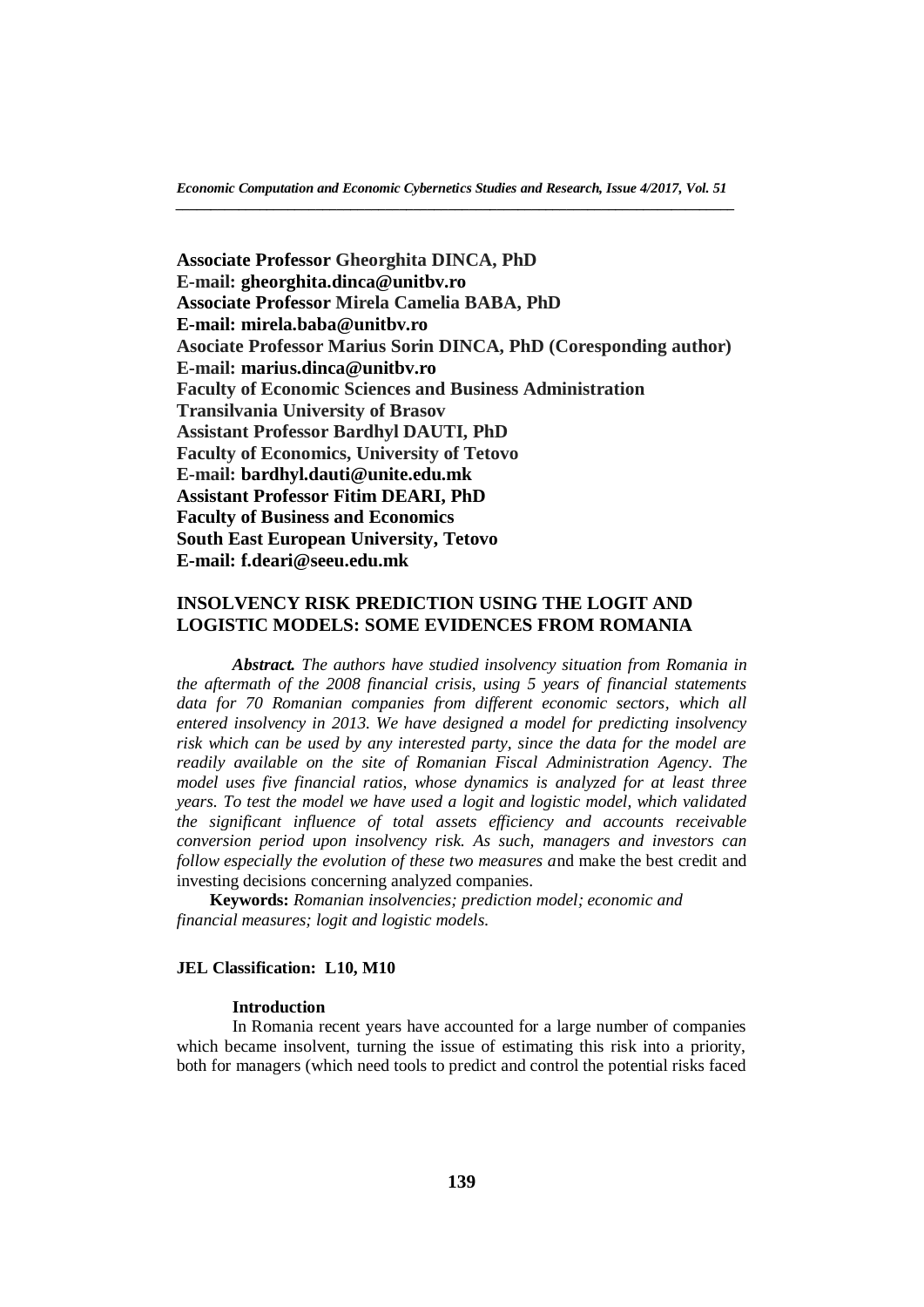**Associate Professor Gheorghita DINCA, PhD**
**E-mail: gheorghita.dinca@unitbv.ro**
**Associate Professor Mirela Camelia BABA, PhD**
**E-mail: mirela.baba@unitbv.ro**
**Asociate Professor Marius Sorin DINCA, PhD (Coresponding author)**
**E-mail: marius.dinca@unitbv.ro**
**Faculty of Economic Sciences and Business Administration**
**Transilvania University of Brasov**
**Assistant Professor Bardhyl DAUTI, PhD**
**Faculty of Economics, University of Tetovo**
**E-mail: bardhyl.dauti@unite.edu.mk**
**Assistant Professor Fitim DEARI, PhD**
**Faculty of Business and Economics**
**South East European University, Tetovo**
**E-mail: f.deari@seeu.edu.mk**

# INSOLVENCY RISK PREDICTION USING THE LOGIT AND LOGISTIC MODELS: SOME EVIDENCES FROM ROMANIA

***Abstract.*** *The authors have studied insolvency situation from Romania in the aftermath of the 2008 financial crisis, using 5 years of financial statements data for 70 Romanian companies from different economic sectors, which all entered insolvency in 2013. We have designed a model for predicting insolvency risk which can be used by any interested party, since the data for the model are readily available on the site of Romanian Fiscal Administration Agency. The model uses five financial ratios, whose dynamics is analyzed for at least three years. To test the model we have used a logit and logistic model, which validated the significant influence of total assets efficiency and accounts receivable conversion period upon insolvency risk. As such, managers and investors can follow especially the evolution of these two measures a*nd make the best credit and investing decisions concerning analyzed companies.

**Keywords:** *Romanian insolvencies; prediction model; economic and financial measures; logit and logistic models.*

**JEL Classification: L10, M10**

## Introduction

In Romania recent years have accounted for a large number of companies which became insolvent, turning the issue of estimating this risk into a priority, both for managers (which need tools to predict and control the potential risks faced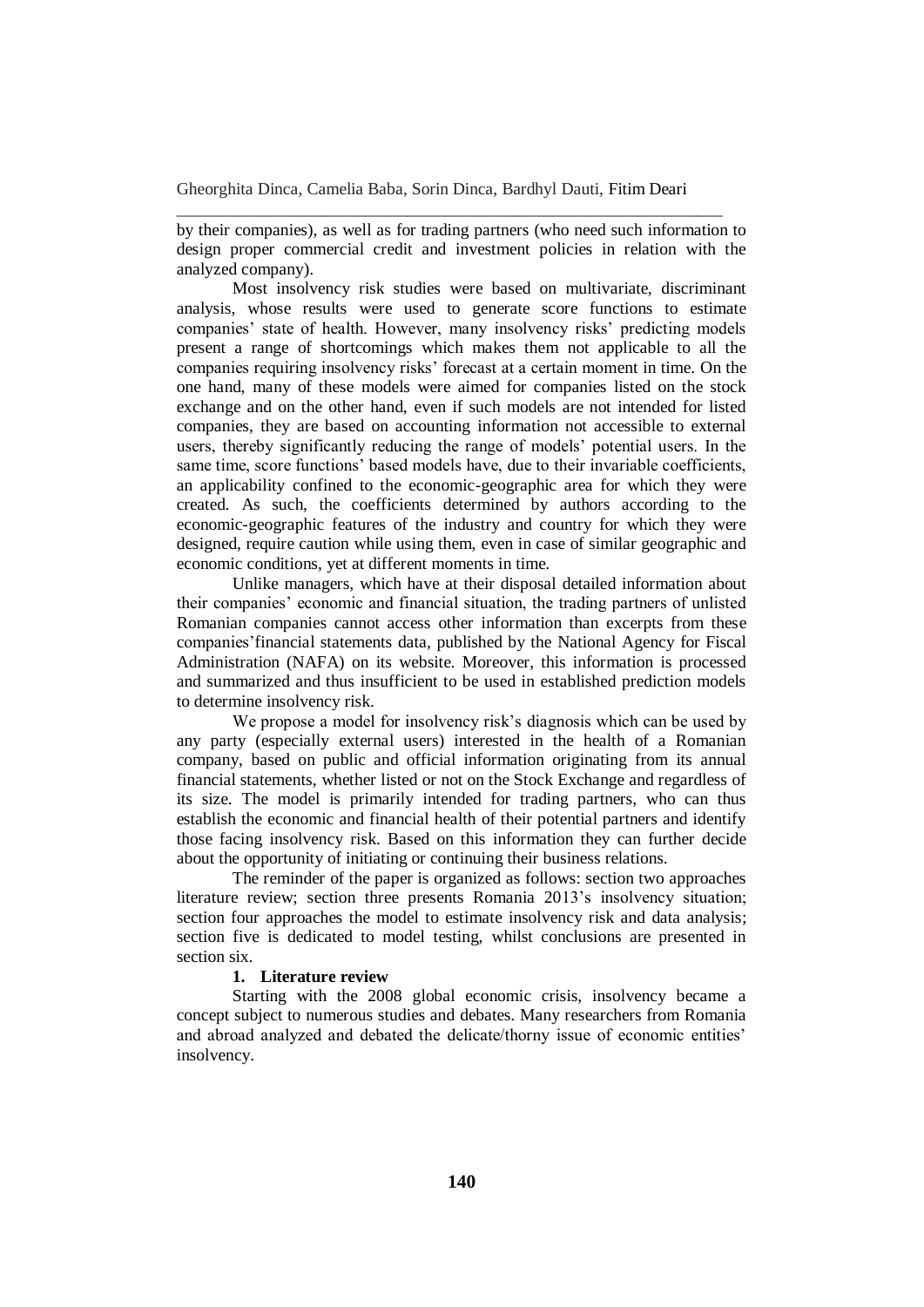by their companies), as well as for trading partners (who need such information to design proper commercial credit and investment policies in relation with the analyzed company).

Most insolvency risk studies were based on multivariate, discriminant analysis, whose results were used to generate score functions to estimate companies' state of health. However, many insolvency risks' predicting models present a range of shortcomings which makes them not applicable to all the companies requiring insolvency risks' forecast at a certain moment in time. On the one hand, many of these models were aimed for companies listed on the stock exchange and on the other hand, even if such models are not intended for listed companies, they are based on accounting information not accessible to external users, thereby significantly reducing the range of models' potential users. In the same time, score functions' based models have, due to their invariable coefficients, an applicability confined to the economic-geographic area for which they were created. As such, the coefficients determined by authors according to the economic-geographic features of the industry and country for which they were designed, require caution while using them, even in case of similar geographic and economic conditions, yet at different moments in time.

Unlike managers, which have at their disposal detailed information about their companies' economic and financial situation, the trading partners of unlisted Romanian companies cannot access other information than excerpts from these companies'financial statements data, published by the National Agency for Fiscal Administration (NAFA) on its website. Moreover, this information is processed and summarized and thus insufficient to be used in established prediction models to determine insolvency risk.

We propose a model for insolvency risk's diagnosis which can be used by any party (especially external users) interested in the health of a Romanian company, based on public and official information originating from its annual financial statements, whether listed or not on the Stock Exchange and regardless of its size. The model is primarily intended for trading partners, who can thus establish the economic and financial health of their potential partners and identify those facing insolvency risk. Based on this information they can further decide about the opportunity of initiating or continuing their business relations.

The reminder of the paper is organized as follows: section two approaches literature review; section three presents Romania 2013's insolvency situation; section four approaches the model to estimate insolvency risk and data analysis; section five is dedicated to model testing, whilst conclusions are presented in section six.

## 1. Literature review

Starting with the 2008 global economic crisis, insolvency became a concept subject to numerous studies and debates. Many researchers from Romania and abroad analyzed and debated the delicate/thorny issue of economic entities' insolvency.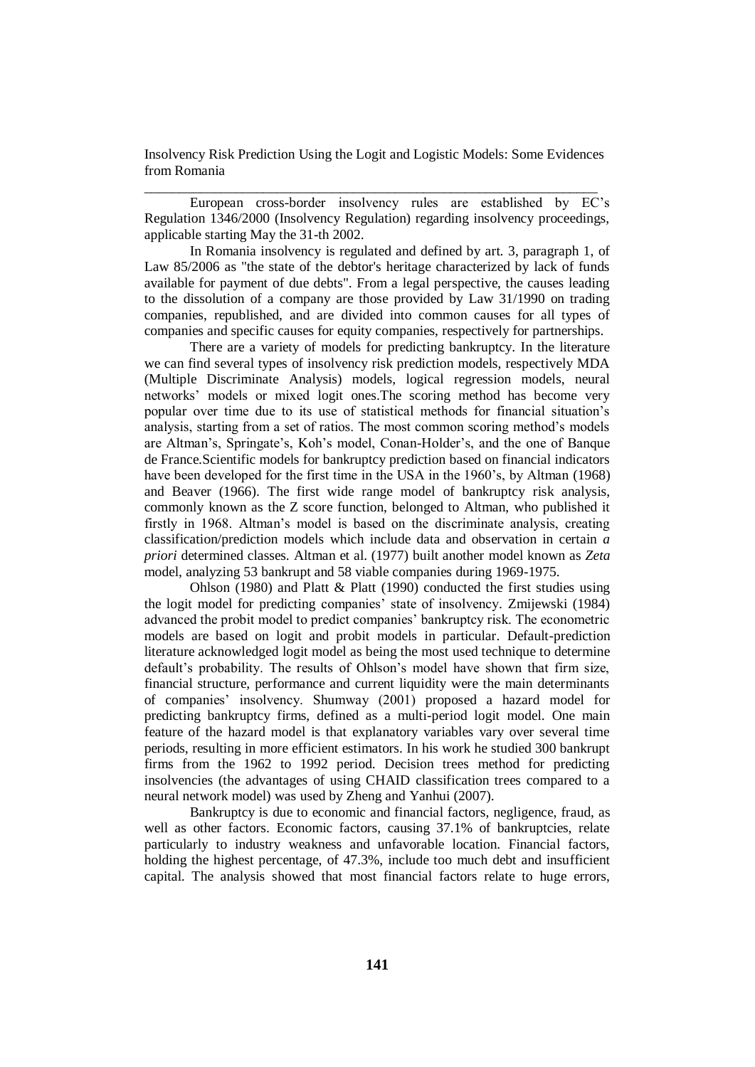European cross-border insolvency rules are established by EC's Regulation 1346/2000 (Insolvency Regulation) regarding insolvency proceedings, applicable starting May the 31-th 2002.

In Romania insolvency is regulated and defined by art. 3, paragraph 1, of Law 85/2006 as "the state of the debtor's heritage characterized by lack of funds available for payment of due debts". From a legal perspective, the causes leading to the dissolution of a company are those provided by Law 31/1990 on trading companies, republished, and are divided into common causes for all types of companies and specific causes for equity companies, respectively for partnerships.

There are a variety of models for predicting bankruptcy. In the literature we can find several types of insolvency risk prediction models, respectively MDA (Multiple Discriminate Analysis) models, logical regression models, neural networks' models or mixed logit ones.The scoring method has become very popular over time due to its use of statistical methods for financial situation's analysis, starting from a set of ratios. The most common scoring method's models are Altman's, Springate's, Koh's model, Conan-Holder's, and the one of Banque de France.Scientific models for bankruptcy prediction based on financial indicators have been developed for the first time in the USA in the 1960's, by Altman (1968) and Beaver (1966). The first wide range model of bankruptcy risk analysis, commonly known as the Z score function, belonged to Altman, who published it firstly in 1968. Altman's model is based on the discriminate analysis, creating classification/prediction models which include data and observation in certain *a priori* determined classes. Altman et al. (1977) built another model known as *Zeta* model, analyzing 53 bankrupt and 58 viable companies during 1969-1975.

Ohlson (1980) and Platt & Platt (1990) conducted the first studies using the logit model for predicting companies' state of insolvency. Zmijewski (1984) advanced the probit model to predict companies' bankruptcy risk. The econometric models are based on logit and probit models in particular. Default-prediction literature acknowledged logit model as being the most used technique to determine default's probability. The results of Ohlson's model have shown that firm size, financial structure, performance and current liquidity were the main determinants of companies' insolvency. Shumway (2001) proposed a hazard model for predicting bankruptcy firms, defined as a multi-period logit model. One main feature of the hazard model is that explanatory variables vary over several time periods, resulting in more efficient estimators. In his work he studied 300 bankrupt firms from the 1962 to 1992 period. Decision trees method for predicting insolvencies (the advantages of using CHAID classification trees compared to a neural network model) was used by Zheng and Yanhui (2007).

Bankruptcy is due to economic and financial factors, negligence, fraud, as well as other factors. Economic factors, causing 37.1% of bankruptcies, relate particularly to industry weakness and unfavorable location. Financial factors, holding the highest percentage, of 47.3%, include too much debt and insufficient capital. The analysis showed that most financial factors relate to huge errors,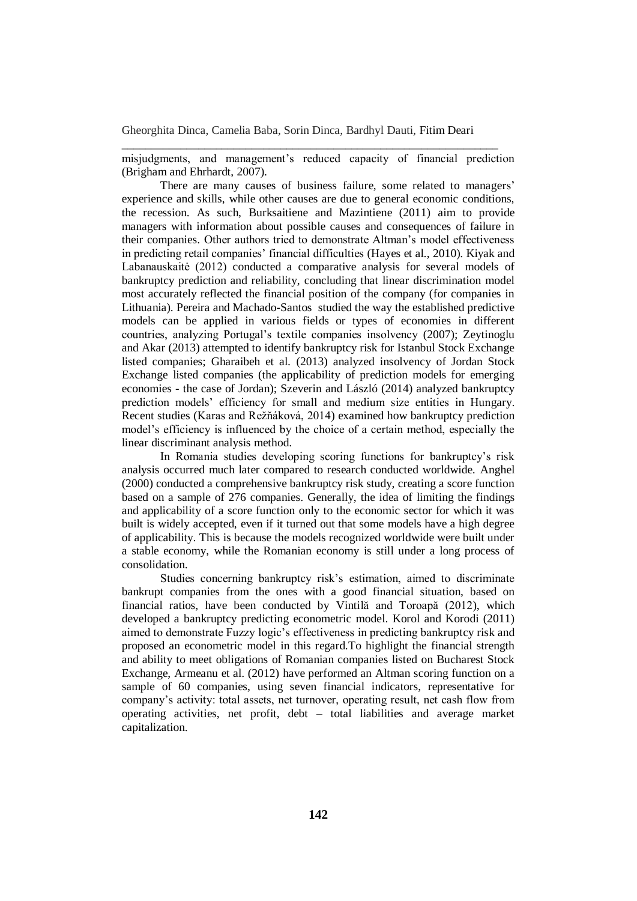misjudgments, and management's reduced capacity of financial prediction (Brigham and Ehrhardt, 2007).

There are many causes of business failure, some related to managers' experience and skills, while other causes are due to general economic conditions, the recession. As such, Burksaitiene and Mazintiene (2011) aim to provide managers with information about possible causes and consequences of failure in their companies. Other authors tried to demonstrate Altman's model effectiveness in predicting retail companies' financial difficulties (Hayes et al., 2010). Kiyak and Labanauskaitė (2012) conducted a comparative analysis for several models of bankruptcy prediction and reliability, concluding that linear discrimination model most accurately reflected the financial position of the company (for companies in Lithuania). Pereira and Machado-Santos studied the way the established predictive models can be applied in various fields or types of economies in different countries, analyzing Portugal's textile companies insolvency (2007); Zeytinoglu and Akar (2013) attempted to identify bankruptcy risk for Istanbul Stock Exchange listed companies; Gharaibeh et al. (2013) analyzed insolvency of Jordan Stock Exchange listed companies (the applicability of prediction models for emerging economies - the case of Jordan); Szeverin and László (2014) analyzed bankruptcy prediction models' efficiency for small and medium size entities in Hungary. Recent studies (Karas and Režňáková, 2014) examined how bankruptcy prediction model's efficiency is influenced by the choice of a certain method, especially the linear discriminant analysis method.

In Romania studies developing scoring functions for bankruptcy's risk analysis occurred much later compared to research conducted worldwide. Anghel (2000) conducted a comprehensive bankruptcy risk study, creating a score function based on a sample of 276 companies. Generally, the idea of limiting the findings and applicability of a score function only to the economic sector for which it was built is widely accepted, even if it turned out that some models have a high degree of applicability. This is because the models recognized worldwide were built under a stable economy, while the Romanian economy is still under a long process of consolidation.

Studies concerning bankruptcy risk's estimation, aimed to discriminate bankrupt companies from the ones with a good financial situation, based on financial ratios, have been conducted by Vintilă and Toroapă (2012), which developed a bankruptcy predicting econometric model. Korol and Korodi (2011) aimed to demonstrate Fuzzy logic's effectiveness in predicting bankruptcy risk and proposed an econometric model in this regard.To highlight the financial strength and ability to meet obligations of Romanian companies listed on Bucharest Stock Exchange, Armeanu et al. (2012) have performed an Altman scoring function on a sample of 60 companies, using seven financial indicators, representative for company's activity: total assets, net turnover, operating result, net cash flow from operating activities, net profit, debt – total liabilities and average market capitalization.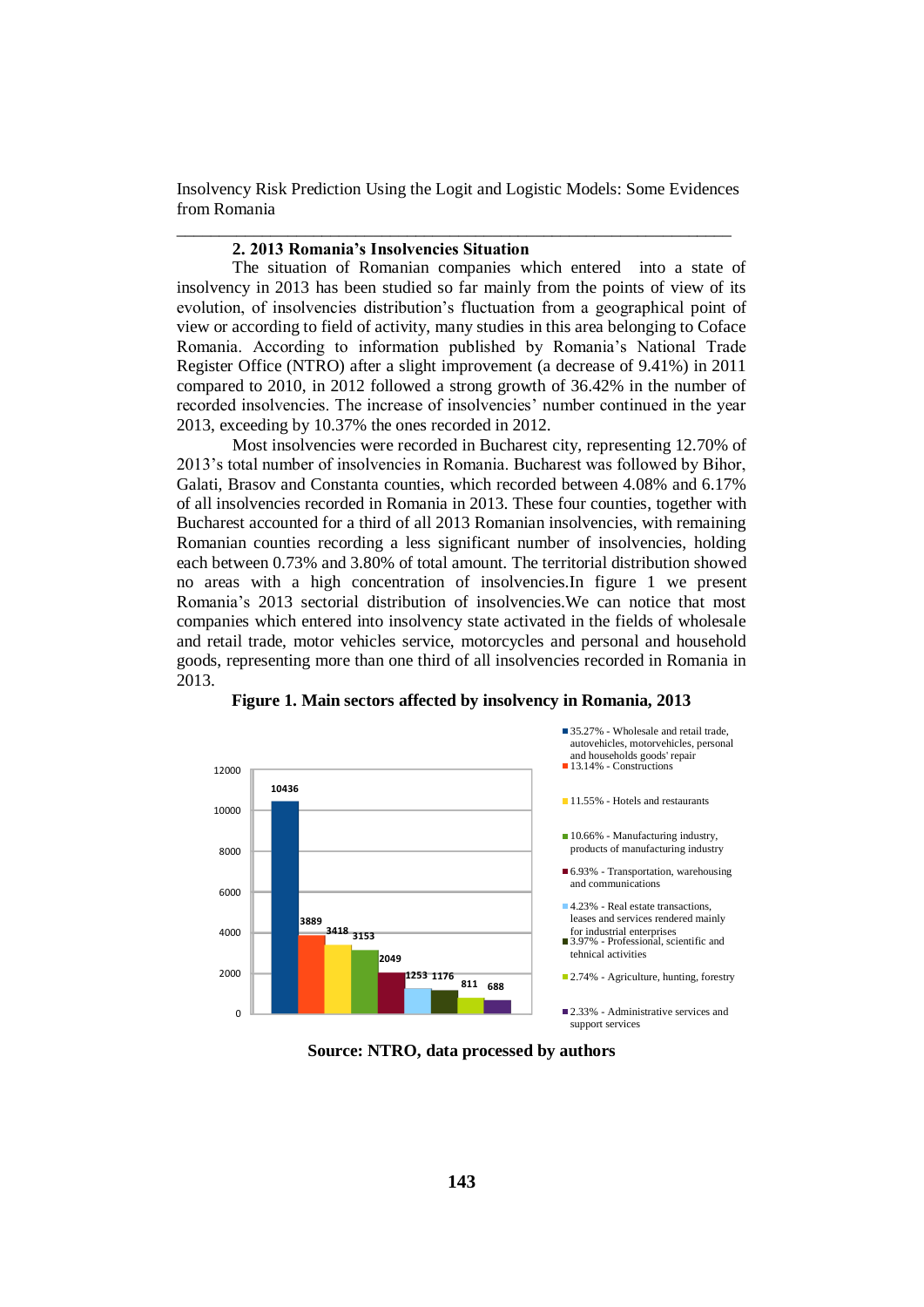## 2. 2013 Romania's Insolvencies Situation

The situation of Romanian companies which entered into a state of insolvency in 2013 has been studied so far mainly from the points of view of its evolution, of insolvencies distribution's fluctuation from a geographical point of view or according to field of activity, many studies in this area belonging to Coface Romania. According to information published by Romania's National Trade Register Office (NTRO) after a slight improvement (a decrease of 9.41%) in 2011 compared to 2010, in 2012 followed a strong growth of 36.42% in the number of recorded insolvencies. The increase of insolvencies' number continued in the year 2013, exceeding by 10.37% the ones recorded in 2012.

Most insolvencies were recorded in Bucharest city, representing 12.70% of 2013's total number of insolvencies in Romania. Bucharest was followed by Bihor, Galati, Brasov and Constanta counties, which recorded between 4.08% and 6.17% of all insolvencies recorded in Romania in 2013. These four counties, together with Bucharest accounted for a third of all 2013 Romanian insolvencies, with remaining Romanian counties recording a less significant number of insolvencies, holding each between 0.73% and 3.80% of total amount. The territorial distribution showed no areas with a high concentration of insolvencies.In figure 1 we present Romania's 2013 sectorial distribution of insolvencies.We can notice that most companies which entered into insolvency state activated in the fields of wholesale and retail trade, motor vehicles service, motorcycles and personal and household goods, representing more than one third of all insolvencies recorded in Romania in 2013.

**Figure 1. Main sectors affected by insolvency in Romania, 2013**

| Sector | Share | Number |
|---|---|---|
| Wholesale and retail trade, autovehicles, motorvehicles, personal and households goods' repair | 35.27% | 10436 |
| Constructions | 13.14% | 3889 |
| Hotels and restaurants | 11.55% | 3418 |
| Manufacturing industry, products of manufacturing industry | 10.66% | 3153 |
| Transportation, warehousing and communications | 6.93% | 2049 |
| Real estate transactions, leases and services rendered mainly for industrial enterprises | 4.23% | 1253 |
| Professional, scientific and tehnical activities | 3.97% | 1176 |
| Agriculture, hunting, forestry | 2.74% | 811 |
| Administrative services and support services | 2.33% | 688 |

**Source: NTRO, data processed by authors**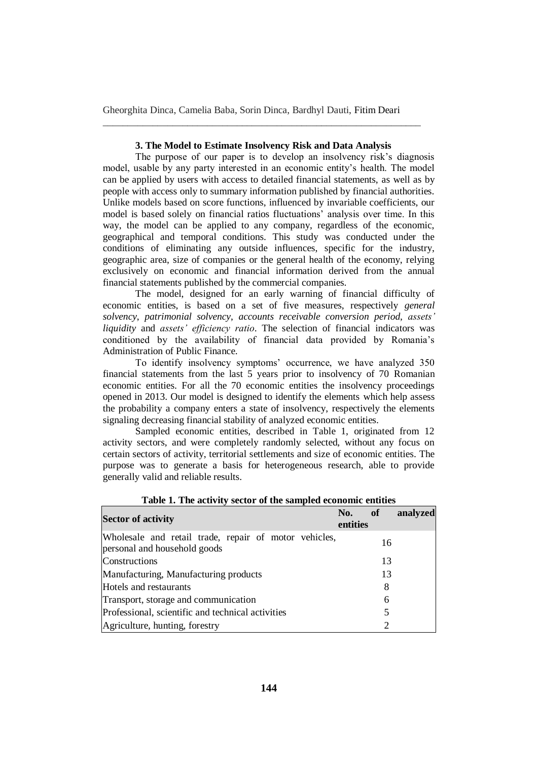### 3. The Model to Estimate Insolvency Risk and Data Analysis

The purpose of our paper is to develop an insolvency risk's diagnosis model, usable by any party interested in an economic entity's health. The model can be applied by users with access to detailed financial statements, as well as by people with access only to summary information published by financial authorities. Unlike models based on score functions, influenced by invariable coefficients, our model is based solely on financial ratios fluctuations' analysis over time. In this way, the model can be applied to any company, regardless of the economic, geographical and temporal conditions. This study was conducted under the conditions of eliminating any outside influences, specific for the industry, geographic area, size of companies or the general health of the economy, relying exclusively on economic and financial information derived from the annual financial statements published by the commercial companies.

The model, designed for an early warning of financial difficulty of economic entities, is based on a set of five measures, respectively *general solvency*, *patrimonial solvency*, *accounts receivable conversion period*, *assets' liquidity* and *assets' efficiency ratio*. The selection of financial indicators was conditioned by the availability of financial data provided by Romania's Administration of Public Finance.

To identify insolvency symptoms' occurrence, we have analyzed 350 financial statements from the last 5 years prior to insolvency of 70 Romanian economic entities. For all the 70 economic entities the insolvency proceedings opened in 2013. Our model is designed to identify the elements which help assess the probability a company enters a state of insolvency, respectively the elements signaling decreasing financial stability of analyzed economic entities.

Sampled economic entities, described in Table 1, originated from 12 activity sectors, and were completely randomly selected, without any focus on certain sectors of activity, territorial settlements and size of economic entities. The purpose was to generate a basis for heterogeneous research, able to provide generally valid and reliable results.

**Table 1. The activity sector of the sampled economic entities**

| Sector of activity | No. of analyzed entities |
|---|---|
| Wholesale and retail trade, repair of motor vehicles, personal and household goods | 16 |
| Constructions | 13 |
| Manufacturing, Manufacturing products | 13 |
| Hotels and restaurants | 8 |
| Transport, storage and communication | 6 |
| Professional, scientific and technical activities | 5 |
| Agriculture, hunting, forestry | 2 |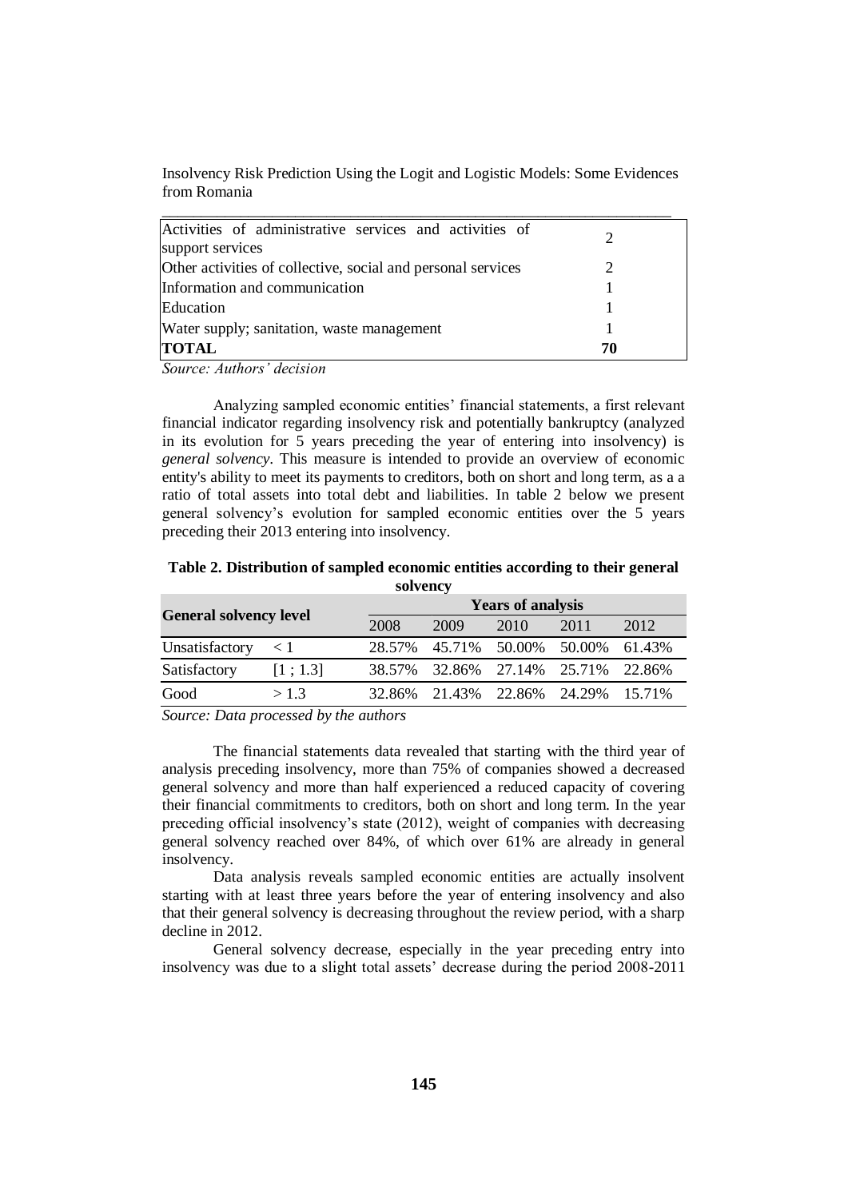| | |
|---|---|
| Activities of administrative services and activities of support services | 2 |
| Other activities of collective, social and personal services | 2 |
| Information and communication | 1 |
| Education | 1 |
| Water supply; sanitation, waste management | 1 |
| **TOTAL** | **70** |

*Source: Authors' decision*

Analyzing sampled economic entities' financial statements, a first relevant financial indicator regarding insolvency risk and potentially bankruptcy (analyzed in its evolution for 5 years preceding the year of entering into insolvency) is *general solvency*. This measure is intended to provide an overview of economic entity's ability to meet its payments to creditors, both on short and long term, as a a ratio of total assets into total debt and liabilities. In table 2 below we present general solvency's evolution for sampled economic entities over the 5 years preceding their 2013 entering into insolvency.

**Table 2. Distribution of sampled economic entities according to their general solvency**

| General solvency level | | Years of analysis | | | | |
|---|---|---|---|---|---|---|
| | | 2008 | 2009 | 2010 | 2011 | 2012 |
| Unsatisfactory | < 1 | 28.57% | 45.71% | 50.00% | 50.00% | 61.43% |
| Satisfactory | [1 ; 1.3] | 38.57% | 32.86% | 27.14% | 25.71% | 22.86% |
| Good | > 1.3 | 32.86% | 21.43% | 22.86% | 24.29% | 15.71% |

*Source: Data processed by the authors*

The financial statements data revealed that starting with the third year of analysis preceding insolvency, more than 75% of companies showed a decreased general solvency and more than half experienced a reduced capacity of covering their financial commitments to creditors, both on short and long term. In the year preceding official insolvency's state (2012), weight of companies with decreasing general solvency reached over 84%, of which over 61% are already in general insolvency.

Data analysis reveals sampled economic entities are actually insolvent starting with at least three years before the year of entering insolvency and also that their general solvency is decreasing throughout the review period, with a sharp decline in 2012.

General solvency decrease, especially in the year preceding entry into insolvency was due to a slight total assets' decrease during the period 2008-2011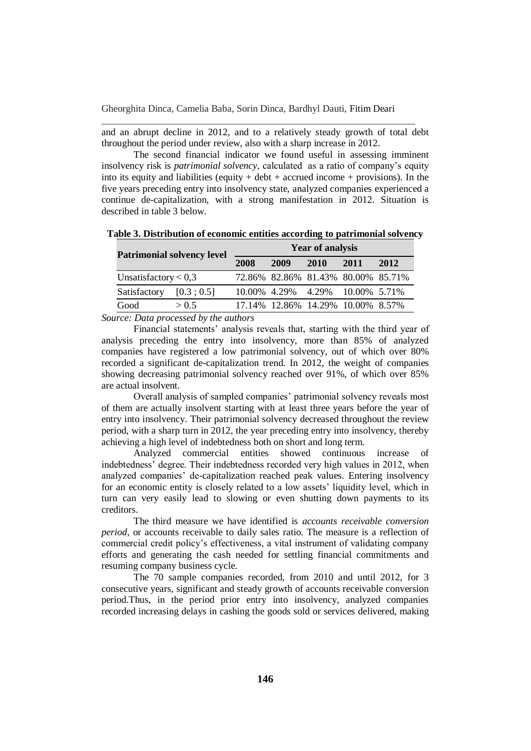and an abrupt decline in 2012, and to a relatively steady growth of total debt throughout the period under review, also with a sharp increase in 2012.

The second financial indicator we found useful in assessing imminent insolvency risk is *patrimonial solvency*, calculated as a ratio of company's equity into its equity and liabilities (equity + debt + accrued income + provisions). In the five years preceding entry into insolvency state, analyzed companies experienced a continue de-capitalization, with a strong manifestation in 2012. Situation is described in table 3 below.

**Table 3. Distribution of economic entities according to patrimonial solvency**

| Patrimonial solvency level | | Year of analysis | | | | |
|---|---|---|---|---|---|---|
| | | 2008 | 2009 | 2010 | 2011 | 2012 |
| Unsatisfactory | < 0,3 | 72.86% | 82.86% | 81.43% | 80.00% | 85.71% |
| Satisfactory | [0.3 ; 0.5] | 10.00% | 4.29% | 4.29% | 10.00% | 5.71% |
| Good | > 0.5 | 17.14% | 12.86% | 14.29% | 10.00% | 8.57% |

*Source: Data processed by the authors*

Financial statements' analysis reveals that, starting with the third year of analysis preceding the entry into insolvency, more than 85% of analyzed companies have registered a low patrimonial solvency, out of which over 80% recorded a significant de-capitalization trend. In 2012, the weight of companies showing decreasing patrimonial solvency reached over 91%, of which over 85% are actual insolvent.

Overall analysis of sampled companies' patrimonial solvency reveals most of them are actually insolvent starting with at least three years before the year of entry into insolvency. Their patrimonial solvency decreased throughout the review period, with a sharp turn in 2012, the year preceding entry into insolvency, thereby achieving a high level of indebtedness both on short and long term.

Analyzed commercial entities showed continuous increase of indebtedness' degree. Their indebtedness recorded very high values in 2012, when analyzed companies' de-capitalization reached peak values. Entering insolvency for an economic entity is closely related to a low assets' liquidity level, which in turn can very easily lead to slowing or even shutting down payments to its creditors.

The third measure we have identified is *accounts receivable conversion period*, or accounts receivable to daily sales ratio. The measure is a reflection of commercial credit policy's effectiveness, a vital instrument of validating company efforts and generating the cash needed for settling financial commitments and resuming company business cycle.

The 70 sample companies recorded, from 2010 and until 2012, for 3 consecutive years, significant and steady growth of accounts receivable conversion period.Thus, in the period prior entry into insolvency, analyzed companies recorded increasing delays in cashing the goods sold or services delivered, making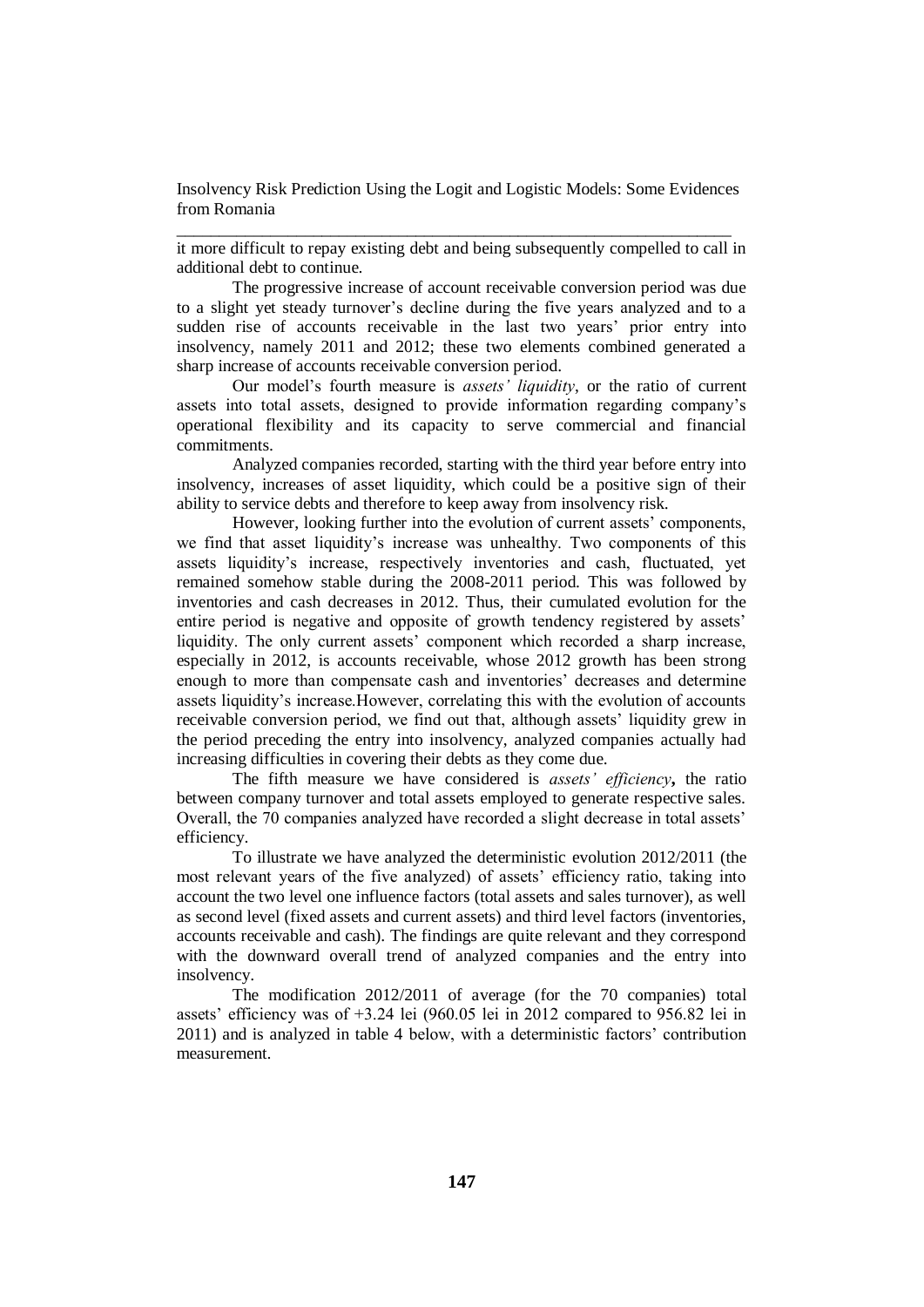it more difficult to repay existing debt and being subsequently compelled to call in additional debt to continue.

The progressive increase of account receivable conversion period was due to a slight yet steady turnover's decline during the five years analyzed and to a sudden rise of accounts receivable in the last two years' prior entry into insolvency, namely 2011 and 2012; these two elements combined generated a sharp increase of accounts receivable conversion period.

Our model's fourth measure is *assets' liquidity*, or the ratio of current assets into total assets, designed to provide information regarding company's operational flexibility and its capacity to serve commercial and financial commitments.

Analyzed companies recorded, starting with the third year before entry into insolvency, increases of asset liquidity, which could be a positive sign of their ability to service debts and therefore to keep away from insolvency risk.

However, looking further into the evolution of current assets' components, we find that asset liquidity's increase was unhealthy. Two components of this assets liquidity's increase, respectively inventories and cash, fluctuated, yet remained somehow stable during the 2008-2011 period. This was followed by inventories and cash decreases in 2012. Thus, their cumulated evolution for the entire period is negative and opposite of growth tendency registered by assets' liquidity. The only current assets' component which recorded a sharp increase, especially in 2012, is accounts receivable, whose 2012 growth has been strong enough to more than compensate cash and inventories' decreases and determine assets liquidity's increase.However, correlating this with the evolution of accounts receivable conversion period, we find out that, although assets' liquidity grew in the period preceding the entry into insolvency, analyzed companies actually had increasing difficulties in covering their debts as they come due.

The fifth measure we have considered is ***assets' efficiency*,** the ratio between company turnover and total assets employed to generate respective sales. Overall, the 70 companies analyzed have recorded a slight decrease in total assets' efficiency.

To illustrate we have analyzed the deterministic evolution 2012/2011 (the most relevant years of the five analyzed) of assets' efficiency ratio, taking into account the two level one influence factors (total assets and sales turnover), as well as second level (fixed assets and current assets) and third level factors (inventories, accounts receivable and cash). The findings are quite relevant and they correspond with the downward overall trend of analyzed companies and the entry into insolvency.

The modification 2012/2011 of average (for the 70 companies) total assets' efficiency was of +3.24 lei (960.05 lei in 2012 compared to 956.82 lei in 2011) and is analyzed in table 4 below, with a deterministic factors' contribution measurement.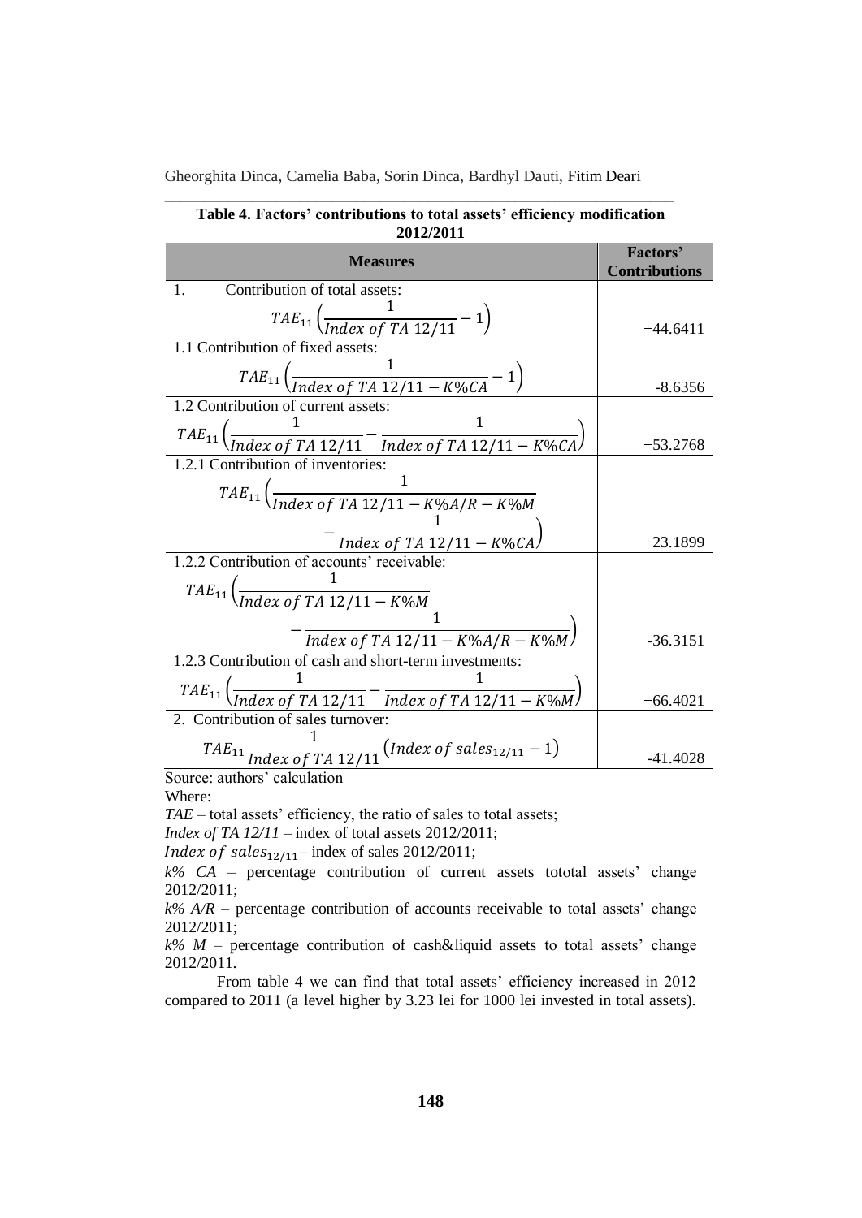**Table 4. Factors' contributions to total assets' efficiency modification 2012/2011**

| Measures | Factors' Contributions |
|---|---|
| 1. Contribution of total assets: $TAE_{11}\left(\frac{1}{Index\ of\ TA\ 12/11}-1\right)$ | +44.6411 |
| 1.1 Contribution of fixed assets: $TAE_{11}\left(\frac{1}{Index\ of\ TA\ 12/11-K\%CA}-1\right)$ | -8.6356 |
| 1.2 Contribution of current assets: $TAE_{11}\left(\frac{1}{Index\ of\ TA\ 12/11}-\frac{1}{Index\ of\ TA\ 12/11-K\%CA}\right)$ | +53.2768 |
| 1.2.1 Contribution of inventories: $TAE_{11}\left(\frac{1}{Index\ of\ TA\ 12/11-K\%A/R-K\%M}-\frac{1}{Index\ of\ TA\ 12/11-K\%CA}\right)$ | +23.1899 |
| 1.2.2 Contribution of accounts' receivable: $TAE_{11}\left(\frac{1}{Index\ of\ TA\ 12/11-K\%M}-\frac{1}{Index\ of\ TA\ 12/11-K\%A/R-K\%M}\right)$ | -36.3151 |
| 1.2.3 Contribution of cash and short-term investments: $TAE_{11}\left(\frac{1}{Index\ of\ TA\ 12/11}-\frac{1}{Index\ of\ TA\ 12/11-K\%M}\right)$ | +66.4021 |
| 2. Contribution of sales turnover: $TAE_{11}\frac{1}{Index\ of\ TA\ 12/11}\left(Index\ of\ sales_{12/11}-1\right)$ | -41.4028 |

Source: authors' calculation

Where:

*TAE* – total assets' efficiency, the ratio of sales to total assets;

*Index of TA 12/11* – index of total assets 2012/2011;

$Index\ of\ sales_{12/11}$ – index of sales 2012/2011;

*k% CA* – percentage contribution of current assets tototal assets' change 2012/2011;

*k% A/R* – percentage contribution of accounts receivable to total assets' change 2012/2011;

*k% M* – percentage contribution of cash&liquid assets to total assets' change 2012/2011.

From table 4 we can find that total assets' efficiency increased in 2012 compared to 2011 (a level higher by 3.23 lei for 1000 lei invested in total assets).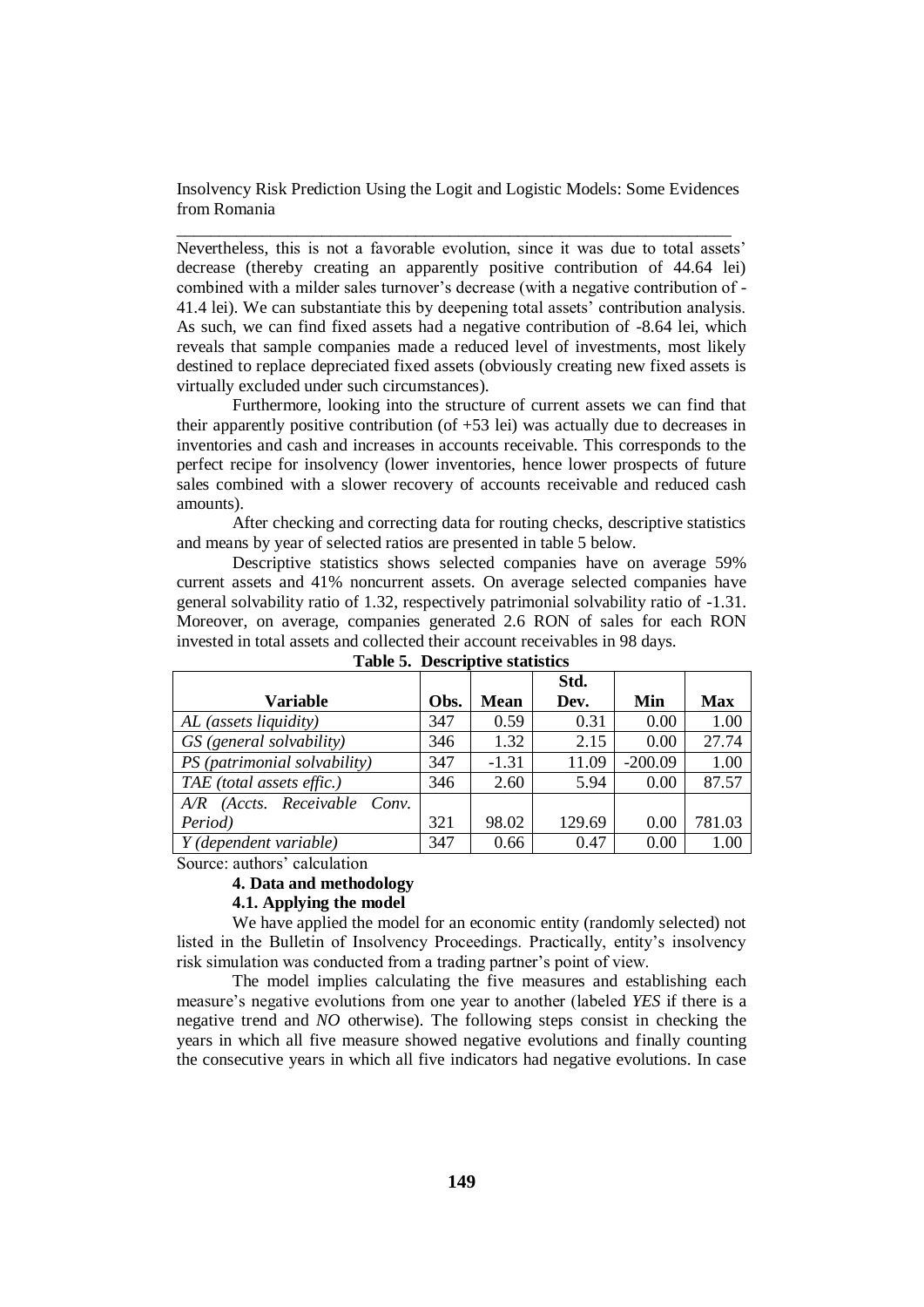Nevertheless, this is not a favorable evolution, since it was due to total assets' decrease (thereby creating an apparently positive contribution of 44.64 lei) combined with a milder sales turnover's decrease (with a negative contribution of -41.4 lei). We can substantiate this by deepening total assets' contribution analysis. As such, we can find fixed assets had a negative contribution of -8.64 lei, which reveals that sample companies made a reduced level of investments, most likely destined to replace depreciated fixed assets (obviously creating new fixed assets is virtually excluded under such circumstances).

Furthermore, looking into the structure of current assets we can find that their apparently positive contribution (of +53 lei) was actually due to decreases in inventories and cash and increases in accounts receivable. This corresponds to the perfect recipe for insolvency (lower inventories, hence lower prospects of future sales combined with a slower recovery of accounts receivable and reduced cash amounts).

After checking and correcting data for routing checks, descriptive statistics and means by year of selected ratios are presented in table 5 below.

Descriptive statistics shows selected companies have on average 59% current assets and 41% noncurrent assets. On average selected companies have general solvability ratio of 1.32, respectively patrimonial solvability ratio of -1.31. Moreover, on average, companies generated 2.6 RON of sales for each RON invested in total assets and collected their account receivables in 98 days.

**Table 5. Descriptive statistics**

| Variable | Obs. | Mean | Std. Dev. | Min | Max |
|---|---|---|---|---|---|
| *AL (assets liquidity)* | 347 | 0.59 | 0.31 | 0.00 | 1.00 |
| *GS (general solvability)* | 346 | 1.32 | 2.15 | 0.00 | 27.74 |
| *PS (patrimonial solvability)* | 347 | -1.31 | 11.09 | -200.09 | 1.00 |
| *TAE (total assets effic.)* | 346 | 2.60 | 5.94 | 0.00 | 87.57 |
| *A/R (Accts. Receivable Conv. Period)* | 321 | 98.02 | 129.69 | 0.00 | 781.03 |
| *Y (dependent variable)* | 347 | 0.66 | 0.47 | 0.00 | 1.00 |

Source: authors' calculation

## 4. Data and methodology

### 4.1. Applying the model

We have applied the model for an economic entity (randomly selected) not listed in the Bulletin of Insolvency Proceedings. Practically, entity's insolvency risk simulation was conducted from a trading partner's point of view.

The model implies calculating the five measures and establishing each measure's negative evolutions from one year to another (labeled *YES* if there is a negative trend and *NO* otherwise). The following steps consist in checking the years in which all five measure showed negative evolutions and finally counting the consecutive years in which all five indicators had negative evolutions. In case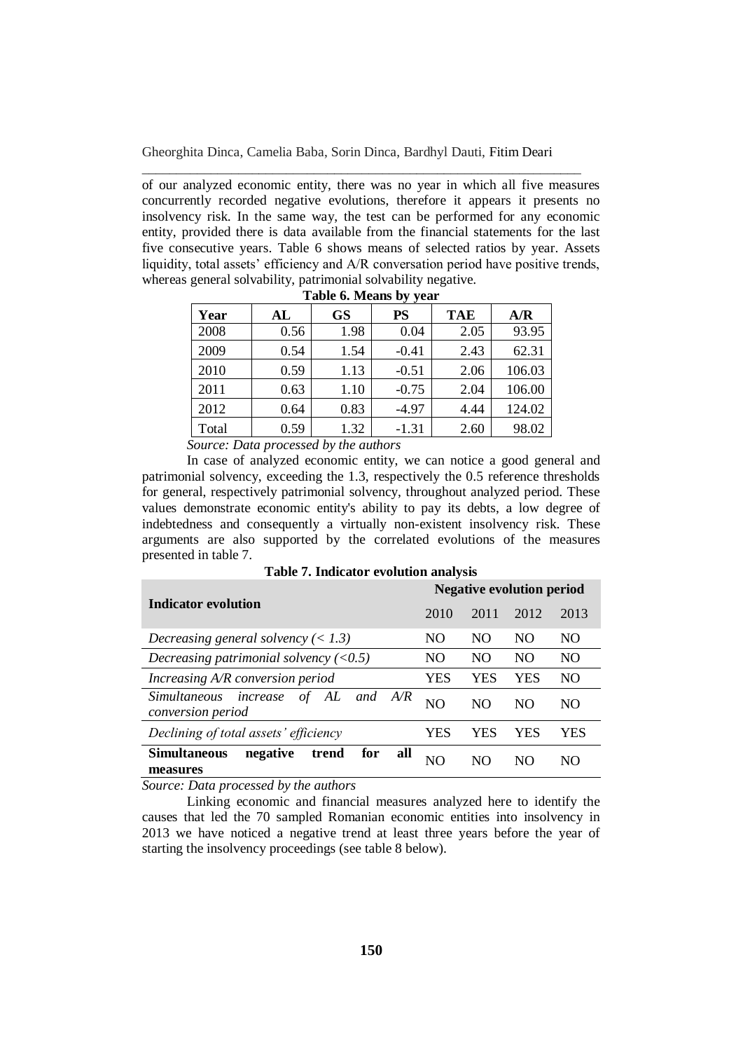of our analyzed economic entity, there was no year in which all five measures concurrently recorded negative evolutions, therefore it appears it presents no insolvency risk. In the same way, the test can be performed for any economic entity, provided there is data available from the financial statements for the last five consecutive years. Table 6 shows means of selected ratios by year. Assets liquidity, total assets' efficiency and A/R conversation period have positive trends, whereas general solvability, patrimonial solvability negative.

**Table 6. Means by year**

| Year | AL | GS | PS | TAE | A/R |
|---|---|---|---|---|---|
| 2008 | 0.56 | 1.98 | 0.04 | 2.05 | 93.95 |
| 2009 | 0.54 | 1.54 | -0.41 | 2.43 | 62.31 |
| 2010 | 0.59 | 1.13 | -0.51 | 2.06 | 106.03 |
| 2011 | 0.63 | 1.10 | -0.75 | 2.04 | 106.00 |
| 2012 | 0.64 | 0.83 | -4.97 | 4.44 | 124.02 |
| Total | 0.59 | 1.32 | -1.31 | 2.60 | 98.02 |

*Source: Data processed by the authors*

In case of analyzed economic entity, we can notice a good general and patrimonial solvency, exceeding the 1.3, respectively the 0.5 reference thresholds for general, respectively patrimonial solvency, throughout analyzed period. These values demonstrate economic entity's ability to pay its debts, a low degree of indebtedness and consequently a virtually non-existent insolvency risk. These arguments are also supported by the correlated evolutions of the measures presented in table 7.

**Table 7. Indicator evolution analysis**

| Indicator evolution | Negative evolution period | | | |
|---|---|---|---|---|
| | 2010 | 2011 | 2012 | 2013 |
| *Decreasing general solvency (< 1.3)* | NO | NO | NO | NO |
| *Decreasing patrimonial solvency (<0.5)* | NO | NO | NO | NO |
| *Increasing A/R conversion period* | YES | YES | YES | NO |
| *Simultaneous increase of AL and A/R conversion period* | NO | NO | NO | NO |
| *Declining of total assets' efficiency* | YES | YES | YES | YES |
| **Simultaneous negative trend for all measures** | NO | NO | NO | NO |

*Source: Data processed by the authors*

Linking economic and financial measures analyzed here to identify the causes that led the 70 sampled Romanian economic entities into insolvency in 2013 we have noticed a negative trend at least three years before the year of starting the insolvency proceedings (see table 8 below).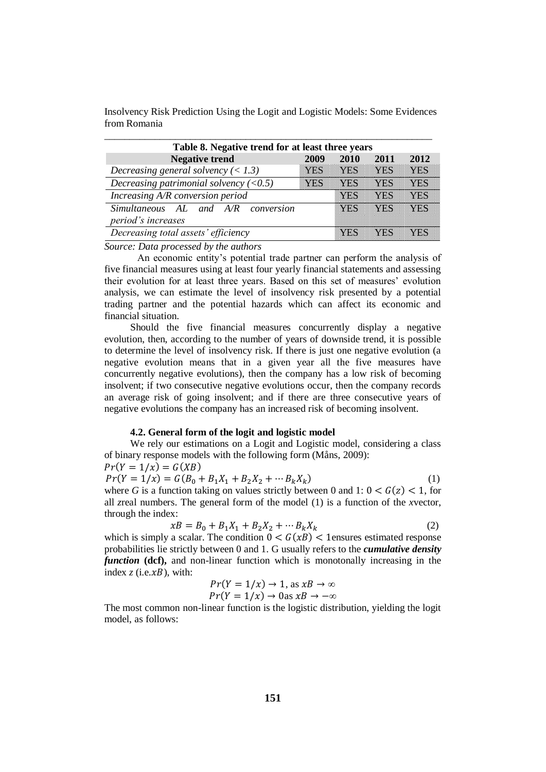**Table 8. Negative trend for at least three years**

| Negative trend | 2009 | 2010 | 2011 | 2012 |
|---|---|---|---|---|
| *Decreasing general solvency (< 1.3)* | YES | YES | YES | YES |
| *Decreasing patrimonial solvency (<0.5)* | YES | YES | YES | YES |
| *Increasing A/R conversion period* | | YES | YES | YES |
| *Simultaneous AL and A/R conversion period's increases* | | YES | YES | YES |
| *Decreasing total assets' efficiency* | | YES | YES | YES |

*Source: Data processed by the authors*

An economic entity's potential trade partner can perform the analysis of five financial measures using at least four yearly financial statements and assessing their evolution for at least three years. Based on this set of measures' evolution analysis, we can estimate the level of insolvency risk presented by a potential trading partner and the potential hazards which can affect its economic and financial situation.

Should the five financial measures concurrently display a negative evolution, then, according to the number of years of downside trend, it is possible to determine the level of insolvency risk. If there is just one negative evolution (a negative evolution means that in a given year all the five measures have concurrently negative evolutions), then the company has a low risk of becoming insolvent; if two consecutive negative evolutions occur, then the company records an average risk of going insolvent; and if there are three consecutive years of negative evolutions the company has an increased risk of becoming insolvent.

### 4.2. General form of the logit and logistic model

We rely our estimations on a Logit and Logistic model, considering a class of binary response models with the following form (Måns, 2009):

$$Pr(Y = 1/x) = G(XB)$$

$$Pr(Y = 1/x) = G(B_0 + B_1X_1 + B_2X_2 + \cdots B_kX_k) \tag{1}$$

where $G$ is a function taking on values strictly between 0 and 1: $0 < G(z) < 1$, for all $z$ real numbers. The general form of the model (1) is a function of the $x$ vector, through the index:

$$xB = B_0 + B_1X_1 + B_2X_2 + \cdots B_kX_k \tag{2}$$

which is simply a scalar. The condition $0 < G(xB) < 1$ ensures estimated response probabilities lie strictly between 0 and 1. G usually refers to the ***cumulative density function*** **(dcf),** and non-linear function which is monotonally increasing in the index $z$ (i.e. $xB$), with:

$$Pr(Y = 1/x) \to 1, \text{ as } xB \to \infty$$

$$Pr(Y = 1/x) \to 0 \text{ as } xB \to -\infty$$

The most common non-linear function is the logistic distribution, yielding the logit model, as follows: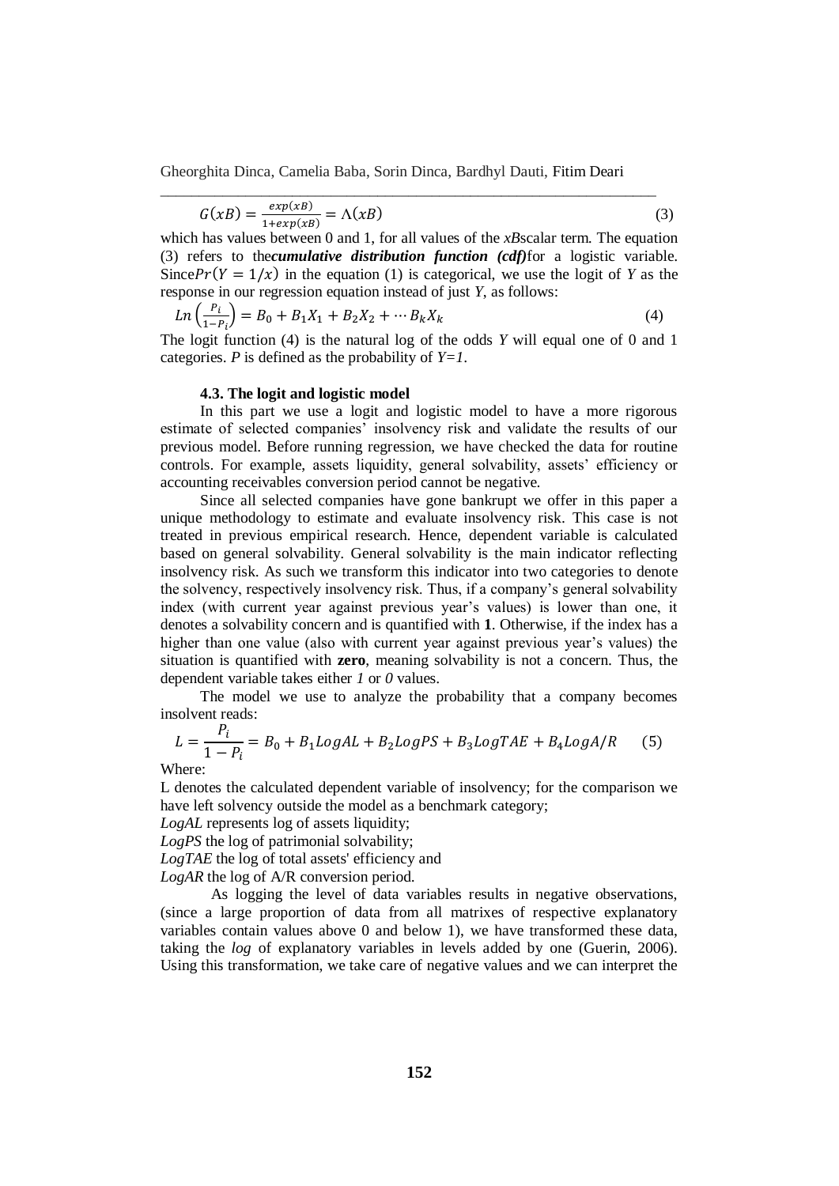$$G(xB) = \frac{exp(xB)}{1+exp(xB)} = \Lambda(xB) \tag{3}$$

which has values between 0 and 1, for all values of the *xB*scalar term. The equation (3) refers to the***cumulative distribution function (cdf)***for a logistic variable. Since$Pr(Y = 1/x)$ in the equation (1) is categorical, we use the logit of *Y* as the response in our regression equation instead of just *Y*, as follows:

$$Ln\left(\frac{P_i}{1-P_i}\right) = B_0 + B_1X_1 + B_2X_2 + \cdots B_kX_k \tag{4}$$

The logit function (4) is the natural log of the odds *Y* will equal one of 0 and 1 categories. *P* is defined as the probability of *Y=1*.

### 4.3. The logit and logistic model

In this part we use a logit and logistic model to have a more rigorous estimate of selected companies' insolvency risk and validate the results of our previous model. Before running regression, we have checked the data for routine controls. For example, assets liquidity, general solvability, assets' efficiency or accounting receivables conversion period cannot be negative.

Since all selected companies have gone bankrupt we offer in this paper a unique methodology to estimate and evaluate insolvency risk. This case is not treated in previous empirical research. Hence, dependent variable is calculated based on general solvability. General solvability is the main indicator reflecting insolvency risk. As such we transform this indicator into two categories to denote the solvency, respectively insolvency risk. Thus, if a company's general solvability index (with current year against previous year's values) is lower than one, it denotes a solvability concern and is quantified with **1**. Otherwise, if the index has a higher than one value (also with current year against previous year's values) the situation is quantified with **zero**, meaning solvability is not a concern. Thus, the dependent variable takes either *1* or *0* values.

The model we use to analyze the probability that a company becomes insolvent reads:

$$L = \frac{P_i}{1-P_i} = B_0 + B_1LogAL + B_2LogPS + B_3LogTAE + B_4LogA/R \tag{5}$$

Where:

L denotes the calculated dependent variable of insolvency; for the comparison we have left solvency outside the model as a benchmark category;

*LogAL* represents log of assets liquidity;

*LogPS* the log of patrimonial solvability;

*LogTAE* the log of total assets' efficiency and

*LogAR* the log of A/R conversion period.

As logging the level of data variables results in negative observations, (since a large proportion of data from all matrixes of respective explanatory variables contain values above 0 and below 1), we have transformed these data, taking the *log* of explanatory variables in levels added by one (Guerin, 2006). Using this transformation, we take care of negative values and we can interpret the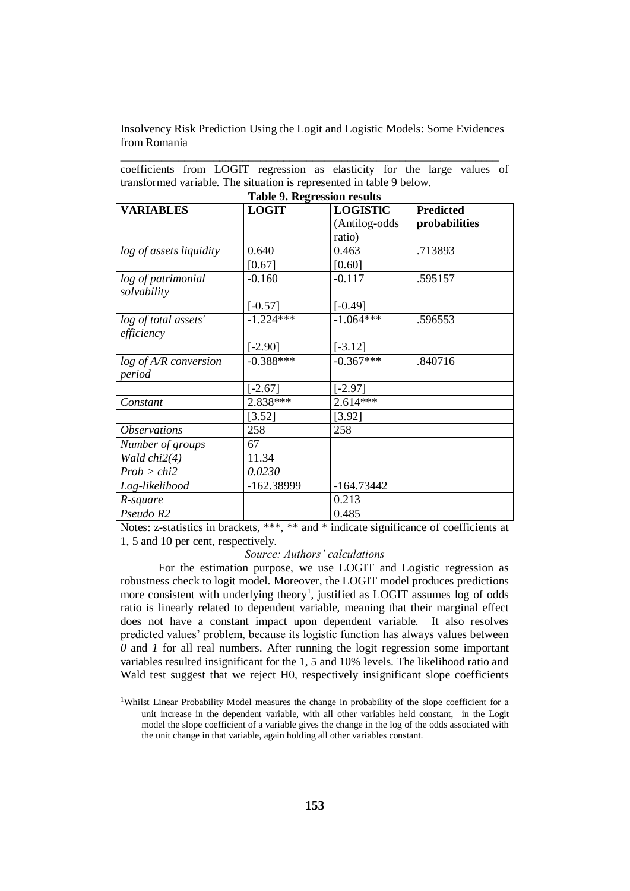coefficients from LOGIT regression as elasticity for the large values of transformed variable. The situation is represented in table 9 below.

**Table 9. Regression results**

| VARIABLES | LOGIT | LOGISTIC (Antilog-odds ratio) | Predicted probabilities |
|---|---|---|---|
| *log of assets liquidity* | 0.640 | 0.463 | .713893 |
| | [0.67] | [0.60] | |
| *log of patrimonial solvability* | -0.160 | -0.117 | .595157 |
| | [-0.57] | [-0.49] | |
| *log of total assets' efficiency* | -1.224*** | -1.064*** | .596553 |
| | [-2.90] | [-3.12] | |
| *log of A/R conversion period* | -0.388*** | -0.367*** | .840716 |
| | [-2.67] | [-2.97] | |
| *Constant* | 2.838*** | 2.614*** | |
| | [3.52] | [3.92] | |
| *Observations* | 258 | 258 | |
| *Number of groups* | 67 | | |
| *Wald chi2(4)* | 11.34 | | |
| *Prob > chi2* | *0.0230* | | |
| *Log-likelihood* | -162.38999 | -164.73442 | |
| *R-square* | | 0.213 | |
| *Pseudo R2* | | 0.485 | |

Notes: z-statistics in brackets, ***, ** and * indicate significance of coefficients at 1, 5 and 10 per cent, respectively.

*Source: Authors' calculations*

For the estimation purpose, we use LOGIT and Logistic regression as robustness check to logit model. Moreover, the LOGIT model produces predictions more consistent with underlying theory[1], justified as LOGIT assumes log of odds ratio is linearly related to dependent variable, meaning that their marginal effect does not have a constant impact upon dependent variable. It also resolves predicted values' problem, because its logistic function has always values between *0* and *1* for all real numbers. After running the logit regression some important variables resulted insignificant for the 1, 5 and 10% levels. The likelihood ratio and Wald test suggest that we reject H0, respectively insignificant slope coefficients

[1]Whilst Linear Probability Model measures the change in probability of the slope coefficient for a unit increase in the dependent variable, with all other variables held constant, in the Logit model the slope coefficient of a variable gives the change in the log of the odds associated with the unit change in that variable, again holding all other variables constant.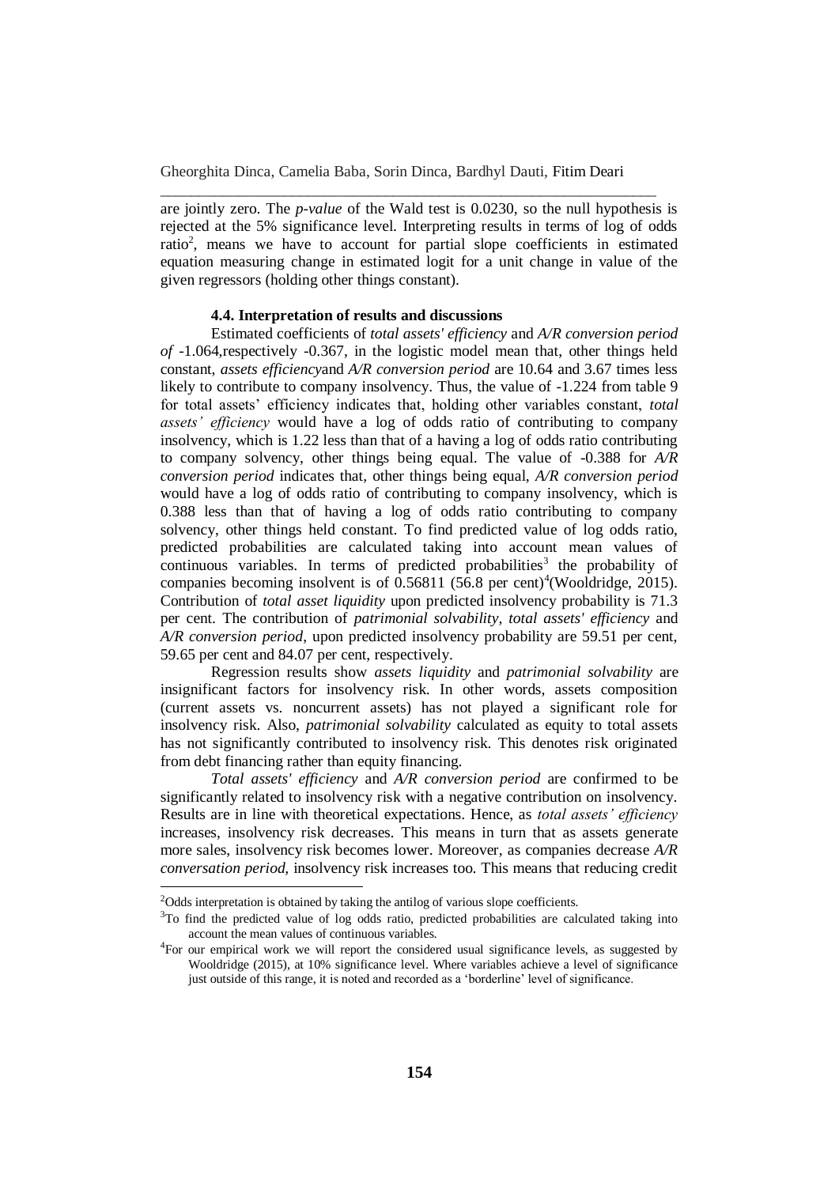are jointly zero. The *p-value* of the Wald test is 0.0230, so the null hypothesis is rejected at the 5% significance level. Interpreting results in terms of log of odds ratio[2], means we have to account for partial slope coefficients in estimated equation measuring change in estimated logit for a unit change in value of the given regressors (holding other things constant).

### 4.4. Interpretation of results and discussions

Estimated coefficients of *total assets' efficiency* and *A/R conversion period of* -1.064,respectively -0.367, in the logistic model mean that, other things held constant, *assets efficiency*and *A/R conversion period* are 10.64 and 3.67 times less likely to contribute to company insolvency. Thus, the value of -1.224 from table 9 for total assets' efficiency indicates that, holding other variables constant, *total assets' efficiency* would have a log of odds ratio of contributing to company insolvency, which is 1.22 less than that of a having a log of odds ratio contributing to company solvency, other things being equal. The value of -0.388 for *A/R conversion period* indicates that, other things being equal, *A/R conversion period* would have a log of odds ratio of contributing to company insolvency, which is 0.388 less than that of having a log of odds ratio contributing to company solvency, other things held constant. To find predicted value of log odds ratio, predicted probabilities are calculated taking into account mean values of continuous variables. In terms of predicted probabilities[3] the probability of companies becoming insolvent is of 0.56811 (56.8 per cent)[4](Wooldridge, 2015). Contribution of *total asset liquidity* upon predicted insolvency probability is 71.3 per cent. The contribution of *patrimonial solvability*, *total assets' efficiency* and *A/R conversion period*, upon predicted insolvency probability are 59.51 per cent, 59.65 per cent and 84.07 per cent, respectively.

Regression results show *assets liquidity* and *patrimonial solvability* are insignificant factors for insolvency risk. In other words, assets composition (current assets vs. noncurrent assets) has not played a significant role for insolvency risk. Also, *patrimonial solvability* calculated as equity to total assets has not significantly contributed to insolvency risk. This denotes risk originated from debt financing rather than equity financing.

*Total assets' efficiency* and *A/R conversion period* are confirmed to be significantly related to insolvency risk with a negative contribution on insolvency. Results are in line with theoretical expectations. Hence, as *total assets' efficiency* increases, insolvency risk decreases. This means in turn that as assets generate more sales, insolvency risk becomes lower. Moreover, as companies decrease *A/R conversation period*, insolvency risk increases too. This means that reducing credit

---

[2]Odds interpretation is obtained by taking the antilog of various slope coefficients.

[3]To find the predicted value of log odds ratio, predicted probabilities are calculated taking into account the mean values of continuous variables.

[4]For our empirical work we will report the considered usual significance levels, as suggested by Wooldridge (2015), at 10% significance level. Where variables achieve a level of significance just outside of this range, it is noted and recorded as a 'borderline' level of significance.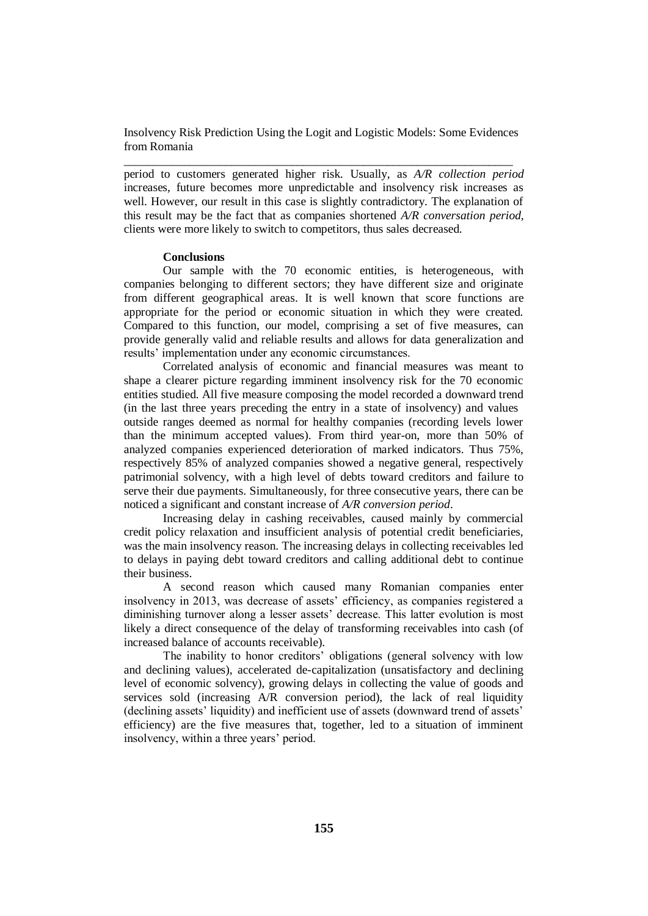period to customers generated higher risk. Usually, as *A/R collection period* increases, future becomes more unpredictable and insolvency risk increases as well. However, our result in this case is slightly contradictory. The explanation of this result may be the fact that as companies shortened *A/R conversation period*, clients were more likely to switch to competitors, thus sales decreased.

**Conclusions**

Our sample with the 70 economic entities, is heterogeneous, with companies belonging to different sectors; they have different size and originate from different geographical areas. It is well known that score functions are appropriate for the period or economic situation in which they were created. Compared to this function, our model, comprising a set of five measures, can provide generally valid and reliable results and allows for data generalization and results' implementation under any economic circumstances.

Correlated analysis of economic and financial measures was meant to shape a clearer picture regarding imminent insolvency risk for the 70 economic entities studied. All five measure composing the model recorded a downward trend (in the last three years preceding the entry in a state of insolvency) and values outside ranges deemed as normal for healthy companies (recording levels lower than the minimum accepted values). From third year-on, more than 50% of analyzed companies experienced deterioration of marked indicators. Thus 75%, respectively 85% of analyzed companies showed a negative general, respectively patrimonial solvency, with a high level of debts toward creditors and failure to serve their due payments. Simultaneously, for three consecutive years, there can be noticed a significant and constant increase of *A/R conversion period*.

Increasing delay in cashing receivables, caused mainly by commercial credit policy relaxation and insufficient analysis of potential credit beneficiaries, was the main insolvency reason. The increasing delays in collecting receivables led to delays in paying debt toward creditors and calling additional debt to continue their business.

A second reason which caused many Romanian companies enter insolvency in 2013, was decrease of assets' efficiency, as companies registered a diminishing turnover along a lesser assets' decrease. This latter evolution is most likely a direct consequence of the delay of transforming receivables into cash (of increased balance of accounts receivable).

The inability to honor creditors' obligations (general solvency with low and declining values), accelerated de-capitalization (unsatisfactory and declining level of economic solvency), growing delays in collecting the value of goods and services sold (increasing A/R conversion period), the lack of real liquidity (declining assets' liquidity) and inefficient use of assets (downward trend of assets' efficiency) are the five measures that, together, led to a situation of imminent insolvency, within a three years' period.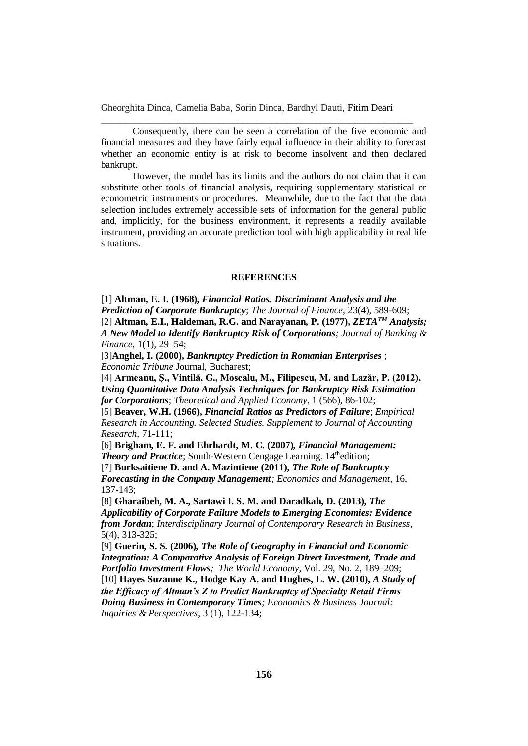Consequently, there can be seen a correlation of the five economic and financial measures and they have fairly equal influence in their ability to forecast whether an economic entity is at risk to become insolvent and then declared bankrupt.

However, the model has its limits and the authors do not claim that it can substitute other tools of financial analysis, requiring supplementary statistical or econometric instruments or procedures. Meanwhile, due to the fact that the data selection includes extremely accessible sets of information for the general public and, implicitly, for the business environment, it represents a readily available instrument, providing an accurate prediction tool with high applicability in real life situations.

## REFERENCES

[1] **Altman, E. I. (1968),** ***Financial Ratios. Discriminant Analysis and the Prediction of Corporate Bankruptcy***; *The Journal of Finance*, 23(4), 589-609;

[2] **Altman, E.I., Haldeman, R.G. and Narayanan, P. (1977),** ***ZETA$^{TM}$ Analysis; A New Model to Identify Bankruptcy Risk of Corporations****; Journal of Banking & Finance*, 1(1), 29–54;

[3]**Anghel, I. (2000),** ***Bankruptcy Prediction in Romanian Enterprises*** ; *Economic Tribune* Journal, Bucharest;

[4] **Armeanu, Ș., Vintilă, G., Moscalu, M., Filipescu, M. and Lazăr, P. (2012),** ***Using Quantitative Data Analysis Techniques for Bankruptcy Risk Estimation for Corporations***; *Theoretical and Applied Economy*, 1 (566), 86-102;

[5] **Beaver, W.H. (1966),** ***Financial Ratios as Predictors of Failure***; *Empirical Research in Accounting. Selected Studies. Supplement to Journal of Accounting Research*, 71-111;

[6] **Brigham, E. F. and Ehrhardt, M. C. (2007),** ***Financial Management: Theory and Practice***; South-Western Cengage Learning. 14$^{th}$edition;

[7] **Burksaitiene D. and A. Mazintiene (2011),** ***The Role of Bankruptcy Forecasting in the Company Management****; Economics and Management*, 16, 137-143;

[8] **Gharaibeh, M. A., Sartawi I. S. M. and Daradkah, D. (2013),** ***The Applicability of Corporate Failure Models to Emerging Economies: Evidence from Jordan***; *Interdisciplinary Journal of Contemporary Research in Business*, 5(4), 313-325;

[9] **Guerin, S. S. (2006),** ***The Role of Geography in Financial and Economic Integration: A Comparative Analysis of Foreign Direct Investment, Trade and Portfolio Investment Flows****; The World Economy*, Vol. 29, No. 2, 189–209;

[10] **Hayes Suzanne K., Hodge Kay A. and Hughes, L. W. (2010),** ***A Study of the Efficacy of Altman's Z to Predict Bankruptcy of Specialty Retail Firms Doing Business in Contemporary Times****; Economics & Business Journal: Inquiries & Perspectives*, 3 (1), 122-134;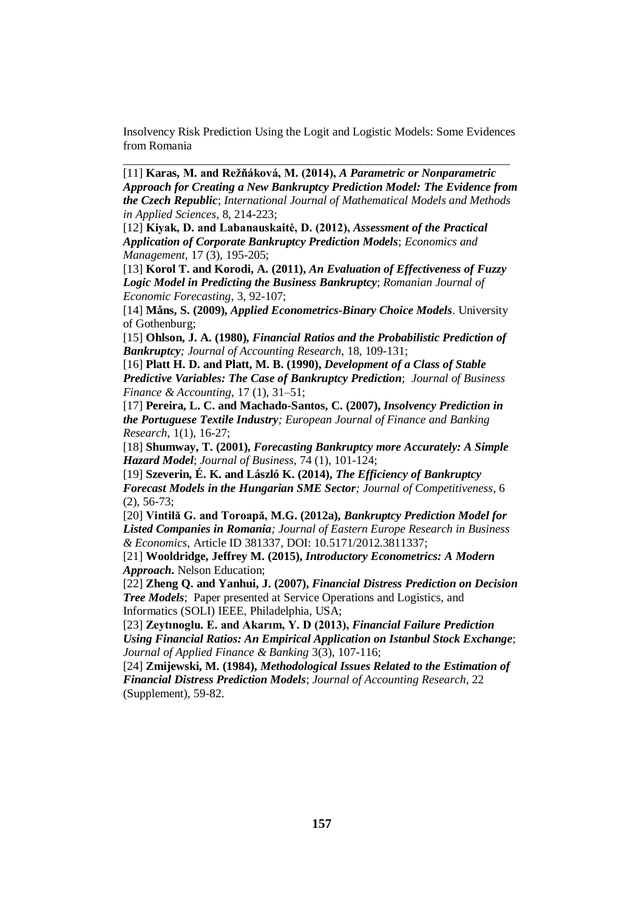[11] **Karas, M. and Režňáková, M. (2014),** ***A Parametric or Nonparametric Approach for Creating a New Bankruptcy Prediction Model: The Evidence from the Czech Republic***; *International Journal of Mathematical Models and Methods in Applied Sciences*, 8, 214-223;

[12] **Kiyak, D. and Labanauskaitė, D. (2012),** ***Assessment of the Practical Application of Corporate Bankruptcy Prediction Models***; *Economics and Management*, 17 (3), 195-205;

[13] **Korol T. and Korodi, A. (2011),** ***An Evaluation of Effectiveness of Fuzzy Logic Model in Predicting the Business Bankruptcy***; *Romanian Journal of Economic Forecasting*, 3, 92-107;

[14] **Måns, S. (2009),** ***Applied Econometrics-Binary Choice Models***. University of Gothenburg;

[15] **Ohlson, J. A. (1980),** ***Financial Ratios and the Probabilistic Prediction of Bankruptcy****; Journal of Accounting Research*, 18, 109-131;

[16] **Platt H. D. and Platt, M. B. (1990),** ***Development of a Class of Stable Predictive Variables: The Case of Bankruptcy Prediction***; *Journal of Business Finance & Accounting*, 17 (1), 31–51;

[17] **Pereira, L. C. and Machado-Santos, C. (2007),** ***Insolvency Prediction in the Portuguese Textile Industry****; European Journal of Finance and Banking Research*, 1(1), 16-27;

[18] **Shumway, T. (2001),** ***Forecasting Bankruptcy more Accurately: A Simple Hazard Model***; *Journal of Business*, 74 (1), 101-124;

[19] **Szeverin, É. K. and László K. (2014),** ***The Efficiency of Bankruptcy Forecast Models in the Hungarian SME Sector****; Journal of Competitiveness*, 6 (2), 56-73;

[20] **Vintilă G. and Toroapă, M.G. (2012a),** ***Bankruptcy Prediction Model for Listed Companies in Romania****; Journal of Eastern Europe Research in Business & Economics*, Article ID 381337, DOI: 10.5171/2012.3811337;

[21] **Wooldridge, Jeffrey M. (2015),** ***Introductory Econometrics: A Modern Approach*****.** Nelson Education;

[22] **Zheng Q. and Yanhui, J. (2007),** ***Financial Distress Prediction on Decision Tree Models***; Paper presented at Service Operations and Logistics, and Informatics (SOLI) IEEE, Philadelphia, USA;

[23] **Zeytınoglu. E. and Akarım, Y. D (2013),** ***Financial Failure Prediction Using Financial Ratios: An Empirical Application on Istanbul Stock Exchange***; *Journal of Applied Finance & Banking* 3(3), 107-116;

[24] **Zmijewski, M. (1984),** ***Methodological Issues Related to the Estimation of Financial Distress Prediction Models***; *Journal of Accounting Research*, 22 (Supplement), 59-82.